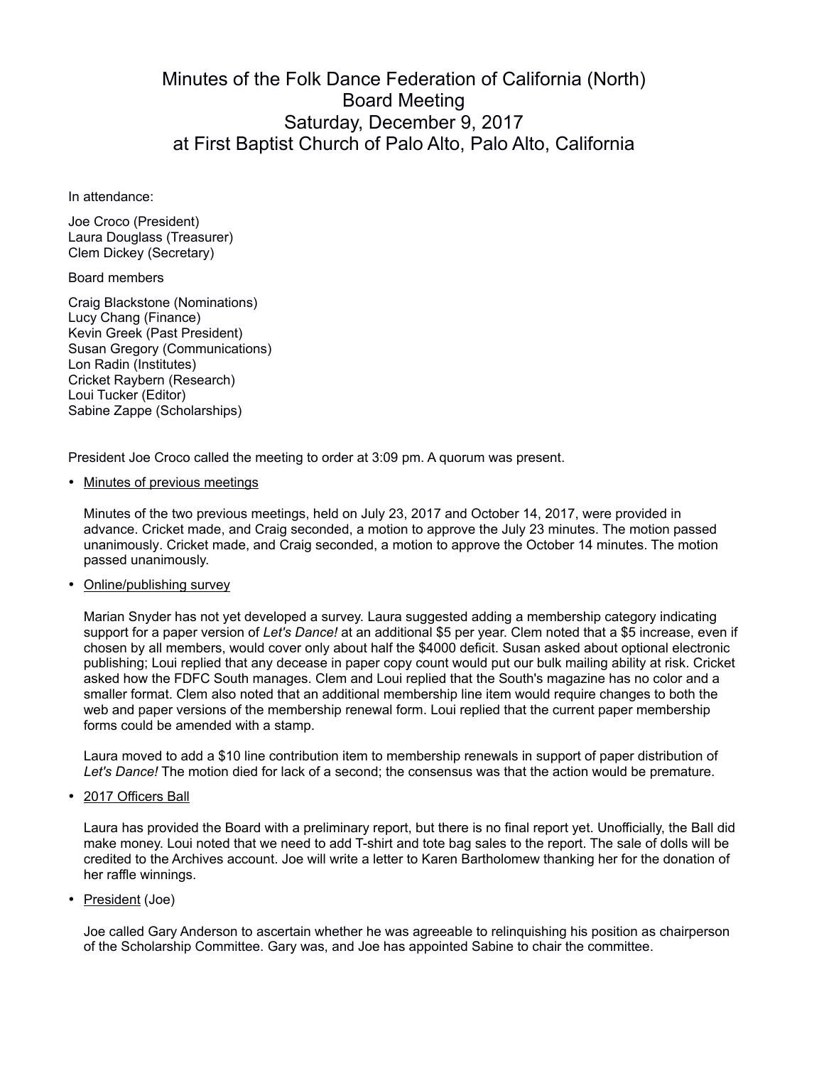# Minutes of the Folk Dance Federation of California (North) Board Meeting Saturday, December 9, 2017 at First Baptist Church of Palo Alto, Palo Alto, California

In attendance:

Joe Croco (President)
Laura Douglass (Treasurer)
Clem Dickey (Secretary)

Board members

Craig Blackstone (Nominations)
Lucy Chang (Finance)
Kevin Greek (Past President)
Susan Gregory (Communications)
Lon Radin (Institutes)
Cricket Raybern (Research)
Loui Tucker (Editor)
Sabine Zappe (Scholarships)

President Joe Croco called the meeting to order at 3:09 pm. A quorum was present.

- Minutes of previous meetings

  Minutes of the two previous meetings, held on July 23, 2017 and October 14, 2017, were provided in advance. Cricket made, and Craig seconded, a motion to approve the July 23 minutes. The motion passed unanimously. Cricket made, and Craig seconded, a motion to approve the October 14 minutes. The motion passed unanimously.

- Online/publishing survey

  Marian Snyder has not yet developed a survey. Laura suggested adding a membership category indicating support for a paper version of *Let's Dance!* at an additional $5 per year. Clem noted that a $5 increase, even if chosen by all members, would cover only about half the $4000 deficit. Susan asked about optional electronic publishing; Loui replied that any decease in paper copy count would put our bulk mailing ability at risk. Cricket asked how the FDFC South manages. Clem and Loui replied that the South's magazine has no color and a smaller format. Clem also noted that an additional membership line item would require changes to both the web and paper versions of the membership renewal form. Loui replied that the current paper membership forms could be amended with a stamp.

  Laura moved to add a $10 line contribution item to membership renewals in support of paper distribution of *Let's Dance!* The motion died for lack of a second; the consensus was that the action would be premature.

- 2017 Officers Ball

  Laura has provided the Board with a preliminary report, but there is no final report yet. Unofficially, the Ball did make money. Loui noted that we need to add T-shirt and tote bag sales to the report. The sale of dolls will be credited to the Archives account. Joe will write a letter to Karen Bartholomew thanking her for the donation of her raffle winnings.

- President (Joe)

  Joe called Gary Anderson to ascertain whether he was agreeable to relinquishing his position as chairperson of the Scholarship Committee. Gary was, and Joe has appointed Sabine to chair the committee.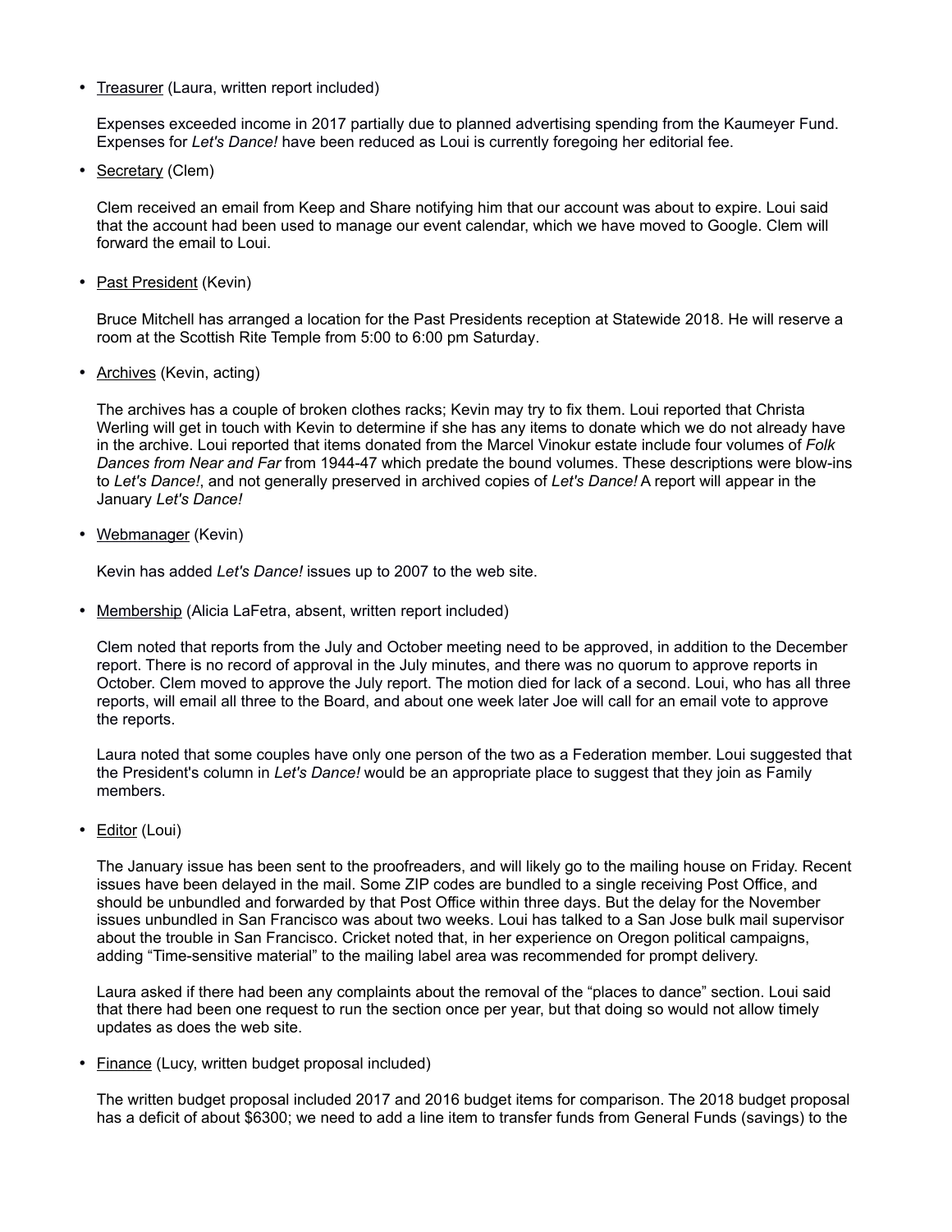- <u>Treasurer</u> (Laura, written report included)

  Expenses exceeded income in 2017 partially due to planned advertising spending from the Kaumeyer Fund. Expenses for *Let's Dance!* have been reduced as Loui is currently foregoing her editorial fee.

- <u>Secretary</u> (Clem)

  Clem received an email from Keep and Share notifying him that our account was about to expire. Loui said that the account had been used to manage our event calendar, which we have moved to Google. Clem will forward the email to Loui.

- <u>Past President</u> (Kevin)

  Bruce Mitchell has arranged a location for the Past Presidents reception at Statewide 2018. He will reserve a room at the Scottish Rite Temple from 5:00 to 6:00 pm Saturday.

- <u>Archives</u> (Kevin, acting)

  The archives has a couple of broken clothes racks; Kevin may try to fix them. Loui reported that Christa Werling will get in touch with Kevin to determine if she has any items to donate which we do not already have in the archive. Loui reported that items donated from the Marcel Vinokur estate include four volumes of *Folk Dances from Near and Far* from 1944-47 which predate the bound volumes. These descriptions were blow-ins to *Let's Dance!*, and not generally preserved in archived copies of *Let's Dance!* A report will appear in the January *Let's Dance!*

- <u>Webmanager</u> (Kevin)

  Kevin has added *Let's Dance!* issues up to 2007 to the web site.

- <u>Membership</u> (Alicia LaFetra, absent, written report included)

  Clem noted that reports from the July and October meeting need to be approved, in addition to the December report. There is no record of approval in the July minutes, and there was no quorum to approve reports in October. Clem moved to approve the July report. The motion died for lack of a second. Loui, who has all three reports, will email all three to the Board, and about one week later Joe will call for an email vote to approve the reports.

  Laura noted that some couples have only one person of the two as a Federation member. Loui suggested that the President's column in *Let's Dance!* would be an appropriate place to suggest that they join as Family members.

- <u>Editor</u> (Loui)

  The January issue has been sent to the proofreaders, and will likely go to the mailing house on Friday. Recent issues have been delayed in the mail. Some ZIP codes are bundled to a single receiving Post Office, and should be unbundled and forwarded by that Post Office within three days. But the delay for the November issues unbundled in San Francisco was about two weeks. Loui has talked to a San Jose bulk mail supervisor about the trouble in San Francisco. Cricket noted that, in her experience on Oregon political campaigns, adding "Time-sensitive material" to the mailing label area was recommended for prompt delivery.

  Laura asked if there had been any complaints about the removal of the "places to dance" section. Loui said that there had been one request to run the section once per year, but that doing so would not allow timely updates as does the web site.

- <u>Finance</u> (Lucy, written budget proposal included)

  The written budget proposal included 2017 and 2016 budget items for comparison. The 2018 budget proposal has a deficit of about $6300; we need to add a line item to transfer funds from General Funds (savings) to the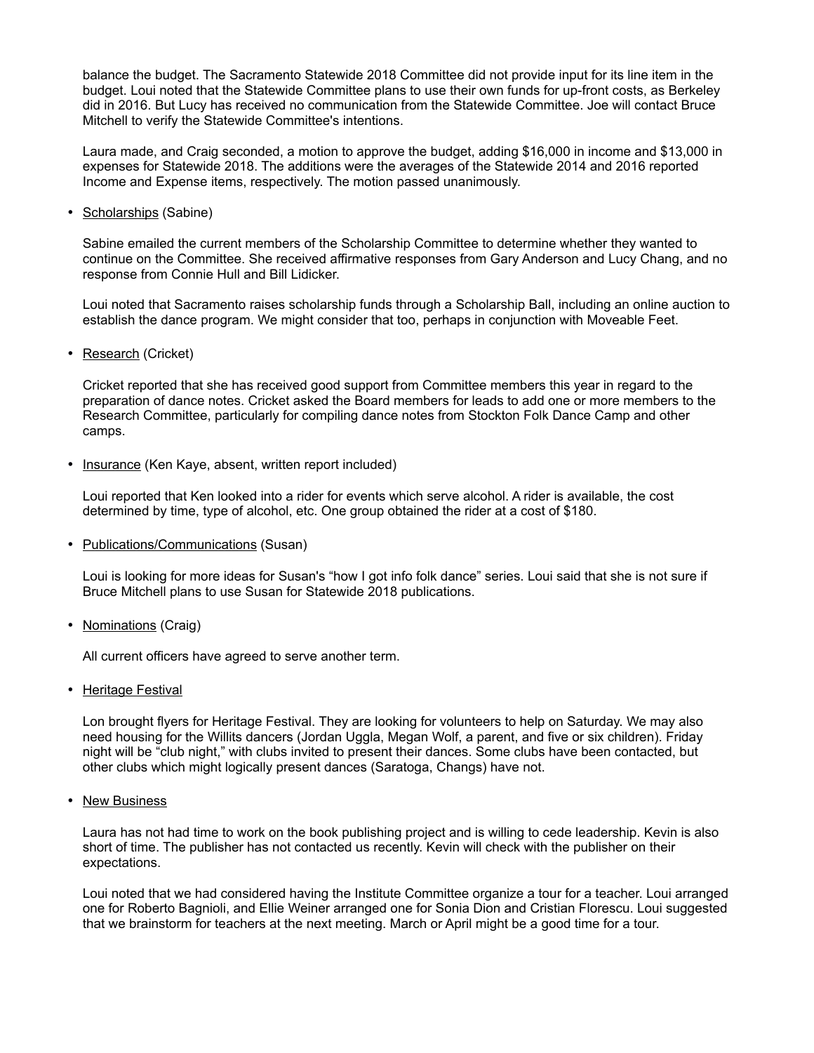balance the budget. The Sacramento Statewide 2018 Committee did not provide input for its line item in the budget. Loui noted that the Statewide Committee plans to use their own funds for up-front costs, as Berkeley did in 2016. But Lucy has received no communication from the Statewide Committee. Joe will contact Bruce Mitchell to verify the Statewide Committee's intentions.

Laura made, and Craig seconded, a motion to approve the budget, adding $16,000 in income and $13,000 in expenses for Statewide 2018. The additions were the averages of the Statewide 2014 and 2016 reported Income and Expense items, respectively. The motion passed unanimously.

- Scholarships (Sabine)

  Sabine emailed the current members of the Scholarship Committee to determine whether they wanted to continue on the Committee. She received affirmative responses from Gary Anderson and Lucy Chang, and no response from Connie Hull and Bill Lidicker.

  Loui noted that Sacramento raises scholarship funds through a Scholarship Ball, including an online auction to establish the dance program. We might consider that too, perhaps in conjunction with Moveable Feet.

- Research (Cricket)

  Cricket reported that she has received good support from Committee members this year in regard to the preparation of dance notes. Cricket asked the Board members for leads to add one or more members to the Research Committee, particularly for compiling dance notes from Stockton Folk Dance Camp and other camps.

- Insurance (Ken Kaye, absent, written report included)

  Loui reported that Ken looked into a rider for events which serve alcohol. A rider is available, the cost determined by time, type of alcohol, etc. One group obtained the rider at a cost of $180.

- Publications/Communications (Susan)

  Loui is looking for more ideas for Susan's "how I got info folk dance" series. Loui said that she is not sure if Bruce Mitchell plans to use Susan for Statewide 2018 publications.

- Nominations (Craig)

  All current officers have agreed to serve another term.

- Heritage Festival

  Lon brought flyers for Heritage Festival. They are looking for volunteers to help on Saturday. We may also need housing for the Willits dancers (Jordan Uggla, Megan Wolf, a parent, and five or six children). Friday night will be "club night," with clubs invited to present their dances. Some clubs have been contacted, but other clubs which might logically present dances (Saratoga, Changs) have not.

- New Business

  Laura has not had time to work on the book publishing project and is willing to cede leadership. Kevin is also short of time. The publisher has not contacted us recently. Kevin will check with the publisher on their expectations.

  Loui noted that we had considered having the Institute Committee organize a tour for a teacher. Loui arranged one for Roberto Bagnioli, and Ellie Weiner arranged one for Sonia Dion and Cristian Florescu. Loui suggested that we brainstorm for teachers at the next meeting. March or April might be a good time for a tour.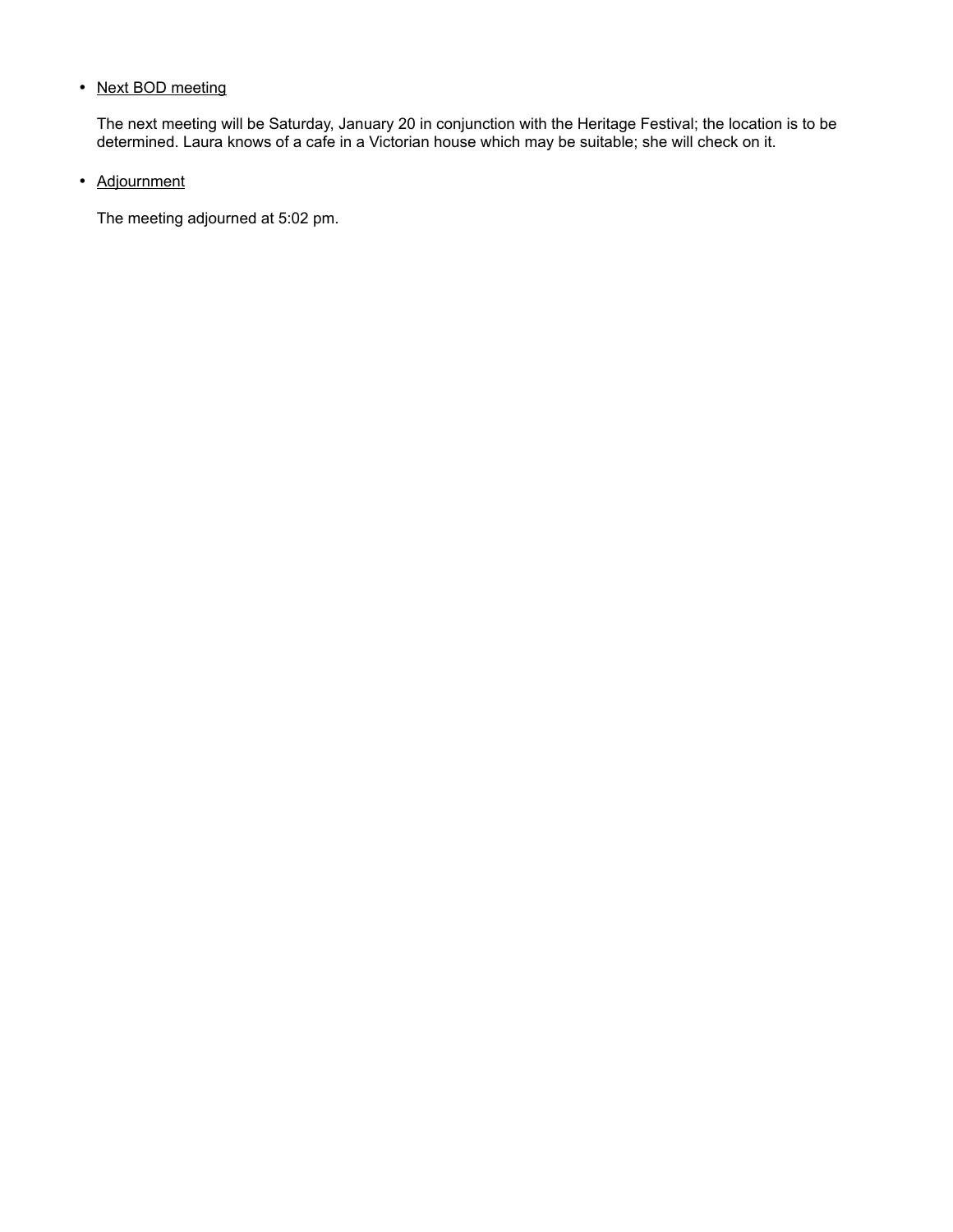- <u>Next BOD meeting</u>

  The next meeting will be Saturday, January 20 in conjunction with the Heritage Festival; the location is to be determined. Laura knows of a cafe in a Victorian house which may be suitable; she will check on it.

- <u>Adjournment</u>

  The meeting adjourned at 5:02 pm.